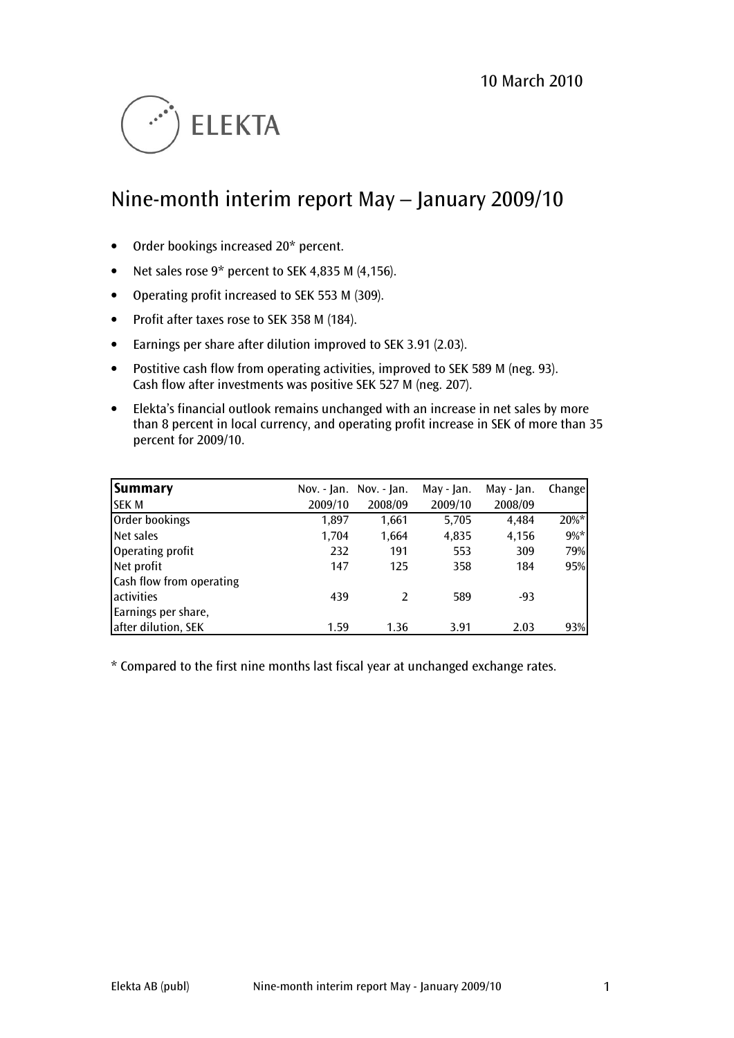10 March 2010

ELEKTA

# Nine-month interim report May – January 2009/10

- Order bookings increased 20* percent.
- Net sales rose 9* percent to SEK 4,835 M (4,156).
- Operating profit increased to SEK 553 M (309).
- Profit after taxes rose to SEK 358 M (184).
- Earnings per share after dilution improved to SEK 3.91 (2.03).
- Postitive cash flow from operating activities, improved to SEK 589 M (neg. 93). Cash flow after investments was positive SEK 527 M (neg. 207).
- Elekta's financial outlook remains unchanged with an increase in net sales by more than 8 percent in local currency, and operating profit increase in SEK of more than 35 percent for 2009/10.

| **Summary** SEK M | Nov. - Jan. 2009/10 | Nov. - Jan. 2008/09 | May - Jan. 2009/10 | May - Jan. 2008/09 | Change |
|---|---|---|---|---|---|
| Order bookings | 1,897 | 1,661 | 5,705 | 4,484 | 20%* |
| Net sales | 1,704 | 1,664 | 4,835 | 4,156 | 9%* |
| Operating profit | 232 | 191 | 553 | 309 | 79% |
| Net profit | 147 | 125 | 358 | 184 | 95% |
| Cash flow from operating activities | 439 | 2 | 589 | -93 | |
| Earnings per share, after dilution, SEK | 1.59 | 1.36 | 3.91 | 2.03 | 93% |

* Compared to the first nine months last fiscal year at unchanged exchange rates.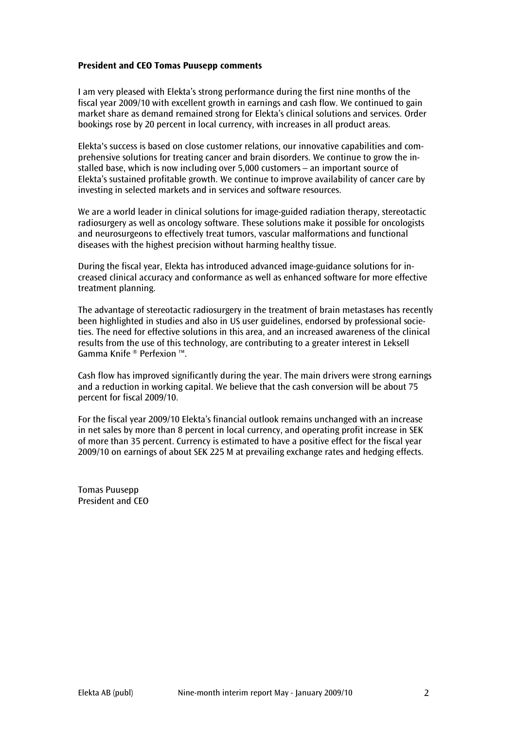**President and CEO Tomas Puusepp comments**

I am very pleased with Elekta's strong performance during the first nine months of the fiscal year 2009/10 with excellent growth in earnings and cash flow. We continued to gain market share as demand remained strong for Elekta's clinical solutions and services. Order bookings rose by 20 percent in local currency, with increases in all product areas.

Elekta's success is based on close customer relations, our innovative capabilities and comprehensive solutions for treating cancer and brain disorders. We continue to grow the installed base, which is now including over 5,000 customers – an important source of Elekta's sustained profitable growth. We continue to improve availability of cancer care by investing in selected markets and in services and software resources.

We are a world leader in clinical solutions for image-guided radiation therapy, stereotactic radiosurgery as well as oncology software. These solutions make it possible for oncologists and neurosurgeons to effectively treat tumors, vascular malformations and functional diseases with the highest precision without harming healthy tissue.

During the fiscal year, Elekta has introduced advanced image-guidance solutions for increased clinical accuracy and conformance as well as enhanced software for more effective treatment planning.

The advantage of stereotactic radiosurgery in the treatment of brain metastases has recently been highlighted in studies and also in US user guidelines, endorsed by professional societies. The need for effective solutions in this area, and an increased awareness of the clinical results from the use of this technology, are contributing to a greater interest in Leksell Gamma Knife ® Perfexion ™.

Cash flow has improved significantly during the year. The main drivers were strong earnings and a reduction in working capital. We believe that the cash conversion will be about 75 percent for fiscal 2009/10.

For the fiscal year 2009/10 Elekta's financial outlook remains unchanged with an increase in net sales by more than 8 percent in local currency, and operating profit increase in SEK of more than 35 percent. Currency is estimated to have a positive effect for the fiscal year 2009/10 on earnings of about SEK 225 M at prevailing exchange rates and hedging effects.

Tomas Puusepp
President and CEO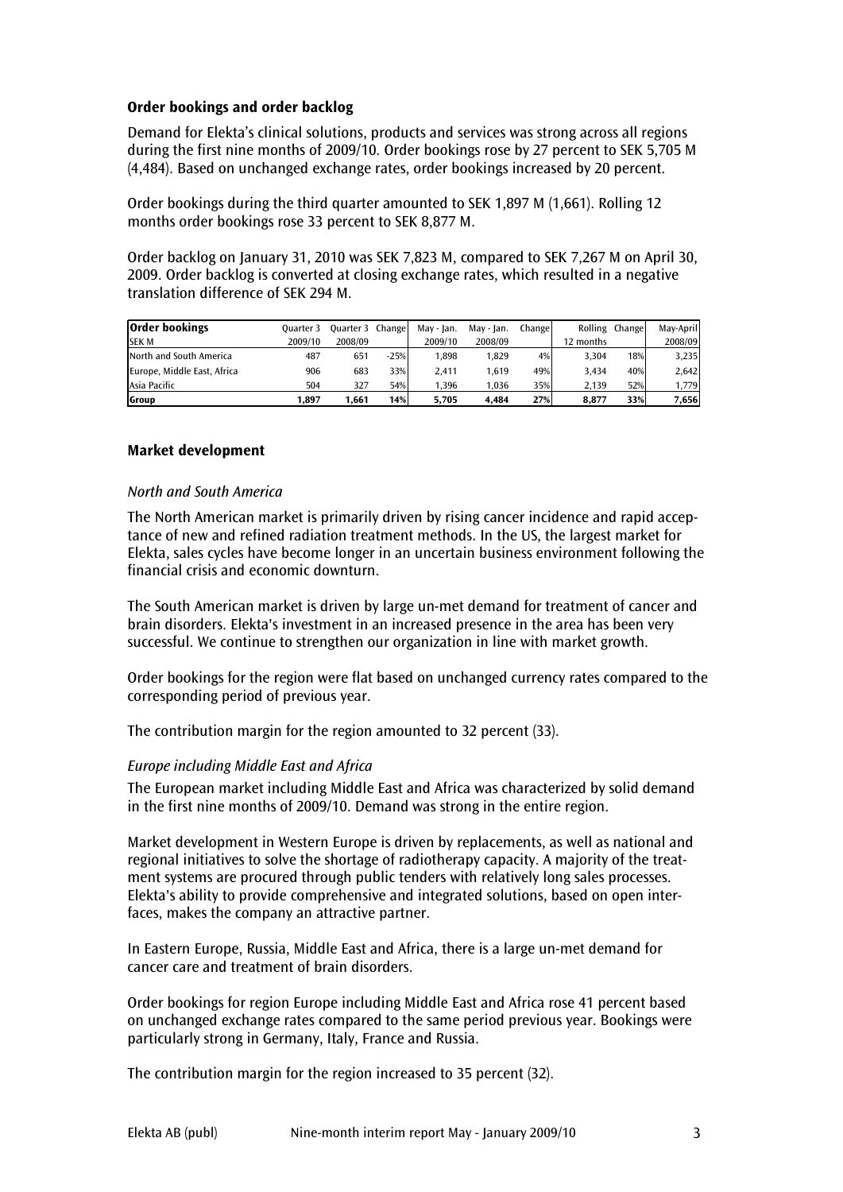**Order bookings and order backlog**

Demand for Elekta's clinical solutions, products and services was strong across all regions during the first nine months of 2009/10. Order bookings rose by 27 percent to SEK 5,705 M (4,484). Based on unchanged exchange rates, order bookings increased by 20 percent.

Order bookings during the third quarter amounted to SEK 1,897 M (1,661). Rolling 12 months order bookings rose 33 percent to SEK 8,877 M.

Order backlog on January 31, 2010 was SEK 7,823 M, compared to SEK 7,267 M on April 30, 2009. Order backlog is converted at closing exchange rates, which resulted in a negative translation difference of SEK 294 M.

| **Order bookings** SEK M | Quarter 3 2009/10 | Quarter 3 2008/09 | Change | May - Jan. 2009/10 | May - Jan. 2008/09 | Change | Rolling 12 months | Change | May-April 2008/09 |
|---|---|---|---|---|---|---|---|---|---|
| North and South America | 487 | 651 | -25% | 1,898 | 1,829 | 4% | 3,304 | 18% | 3,235 |
| Europe, Middle East, Africa | 906 | 683 | 33% | 2,411 | 1,619 | 49% | 3,434 | 40% | 2,642 |
| Asia Pacific | 504 | 327 | 54% | 1,396 | 1,036 | 35% | 2,139 | 52% | 1,779 |
| **Group** | **1,897** | **1,661** | **14%** | **5,705** | **4,484** | **27%** | **8,877** | **33%** | **7,656** |

**Market development**

*North and South America*

The North American market is primarily driven by rising cancer incidence and rapid acceptance of new and refined radiation treatment methods. In the US, the largest market for Elekta, sales cycles have become longer in an uncertain business environment following the financial crisis and economic downturn.

The South American market is driven by large un-met demand for treatment of cancer and brain disorders. Elekta's investment in an increased presence in the area has been very successful. We continue to strengthen our organization in line with market growth.

Order bookings for the region were flat based on unchanged currency rates compared to the corresponding period of previous year.

The contribution margin for the region amounted to 32 percent (33).

*Europe including Middle East and Africa*

The European market including Middle East and Africa was characterized by solid demand in the first nine months of 2009/10. Demand was strong in the entire region.

Market development in Western Europe is driven by replacements, as well as national and regional initiatives to solve the shortage of radiotherapy capacity. A majority of the treatment systems are procured through public tenders with relatively long sales processes. Elekta's ability to provide comprehensive and integrated solutions, based on open interfaces, makes the company an attractive partner.

In Eastern Europe, Russia, Middle East and Africa, there is a large un-met demand for cancer care and treatment of brain disorders.

Order bookings for region Europe including Middle East and Africa rose 41 percent based on unchanged exchange rates compared to the same period previous year. Bookings were particularly strong in Germany, Italy, France and Russia.

The contribution margin for the region increased to 35 percent (32).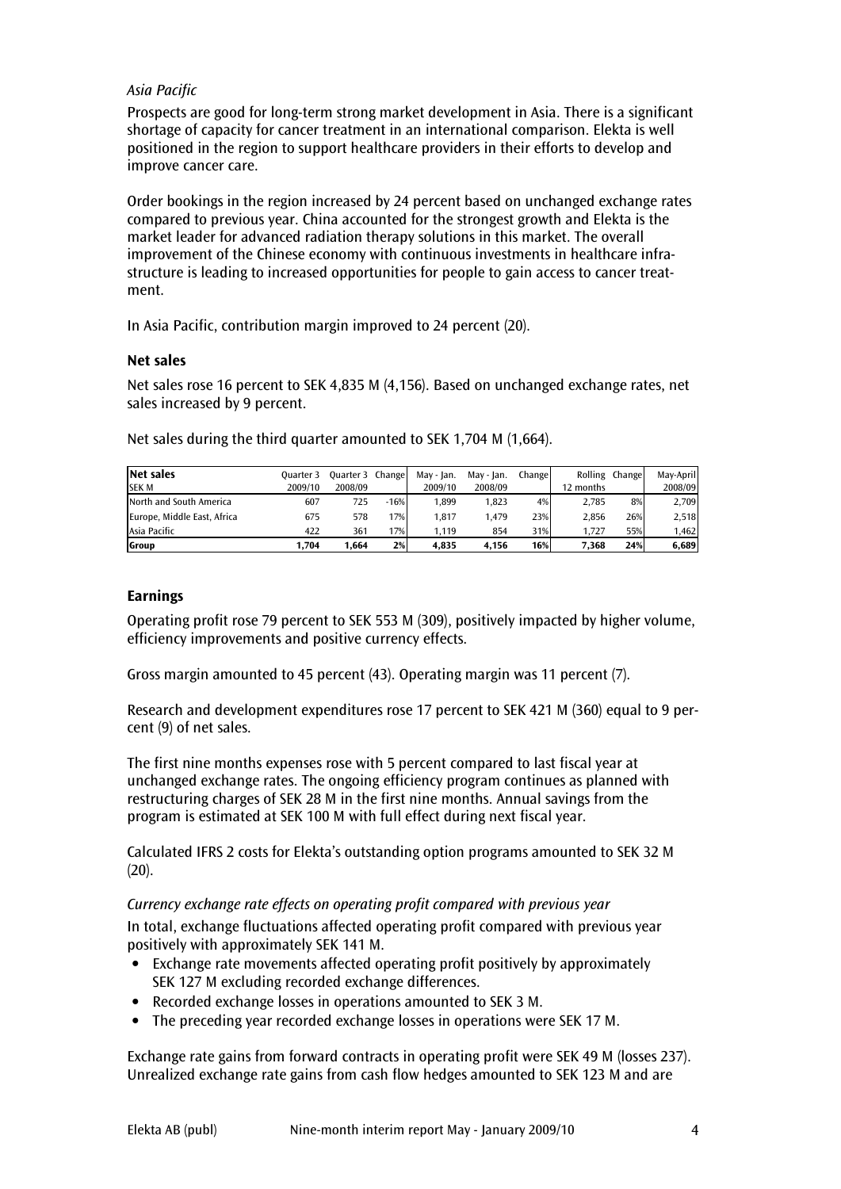*Asia Pacific*

Prospects are good for long-term strong market development in Asia. There is a significant shortage of capacity for cancer treatment in an international comparison. Elekta is well positioned in the region to support healthcare providers in their efforts to develop and improve cancer care.

Order bookings in the region increased by 24 percent based on unchanged exchange rates compared to previous year. China accounted for the strongest growth and Elekta is the market leader for advanced radiation therapy solutions in this market. The overall improvement of the Chinese economy with continuous investments in healthcare infrastructure is leading to increased opportunities for people to gain access to cancer treatment.

In Asia Pacific, contribution margin improved to 24 percent (20).

### Net sales

Net sales rose 16 percent to SEK 4,835 M (4,156). Based on unchanged exchange rates, net sales increased by 9 percent.

Net sales during the third quarter amounted to SEK 1,704 M (1,664).

| **Net sales** SEK M | Quarter 3 2009/10 | Quarter 3 2008/09 | Change | May - Jan. 2009/10 | May - Jan. 2008/09 | Change | Rolling 12 months | Change | May-April 2008/09 |
|---|---|---|---|---|---|---|---|---|---|
| North and South America | 607 | 725 | -16% | 1,899 | 1,823 | 4% | 2,785 | 8% | 2,709 |
| Europe, Middle East, Africa | 675 | 578 | 17% | 1,817 | 1,479 | 23% | 2,856 | 26% | 2,518 |
| Asia Pacific | 422 | 361 | 17% | 1,119 | 854 | 31% | 1,727 | 55% | 1,462 |
| **Group** | **1,704** | **1,664** | **2%** | **4,835** | **4,156** | **16%** | **7,368** | **24%** | **6,689** |

### Earnings

Operating profit rose 79 percent to SEK 553 M (309), positively impacted by higher volume, efficiency improvements and positive currency effects.

Gross margin amounted to 45 percent (43). Operating margin was 11 percent (7).

Research and development expenditures rose 17 percent to SEK 421 M (360) equal to 9 percent (9) of net sales.

The first nine months expenses rose with 5 percent compared to last fiscal year at unchanged exchange rates. The ongoing efficiency program continues as planned with restructuring charges of SEK 28 M in the first nine months. Annual savings from the program is estimated at SEK 100 M with full effect during next fiscal year.

Calculated IFRS 2 costs for Elekta's outstanding option programs amounted to SEK 32 M (20).

*Currency exchange rate effects on operating profit compared with previous year*

In total, exchange fluctuations affected operating profit compared with previous year positively with approximately SEK 141 M.

- Exchange rate movements affected operating profit positively by approximately SEK 127 M excluding recorded exchange differences.
- Recorded exchange losses in operations amounted to SEK 3 M.
- The preceding year recorded exchange losses in operations were SEK 17 M.

Exchange rate gains from forward contracts in operating profit were SEK 49 M (losses 237). Unrealized exchange rate gains from cash flow hedges amounted to SEK 123 M and are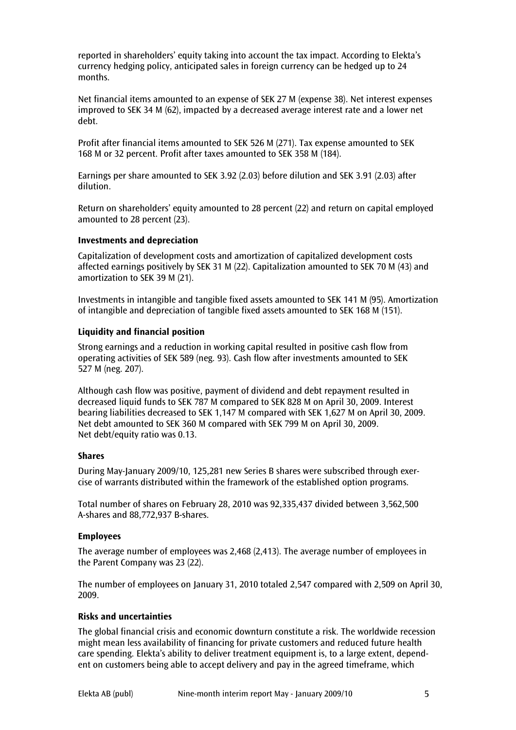reported in shareholders' equity taking into account the tax impact. According to Elekta's currency hedging policy, anticipated sales in foreign currency can be hedged up to 24 months.

Net financial items amounted to an expense of SEK 27 M (expense 38). Net interest expenses improved to SEK 34 M (62), impacted by a decreased average interest rate and a lower net debt.

Profit after financial items amounted to SEK 526 M (271). Tax expense amounted to SEK 168 M or 32 percent. Profit after taxes amounted to SEK 358 M (184).

Earnings per share amounted to SEK 3.92 (2.03) before dilution and SEK 3.91 (2.03) after dilution.

Return on shareholders' equity amounted to 28 percent (22) and return on capital employed amounted to 28 percent (23).

**Investments and depreciation**

Capitalization of development costs and amortization of capitalized development costs affected earnings positively by SEK 31 M (22). Capitalization amounted to SEK 70 M (43) and amortization to SEK 39 M (21).

Investments in intangible and tangible fixed assets amounted to SEK 141 M (95). Amortization of intangible and depreciation of tangible fixed assets amounted to SEK 168 M (151).

**Liquidity and financial position**

Strong earnings and a reduction in working capital resulted in positive cash flow from operating activities of SEK 589 (neg. 93). Cash flow after investments amounted to SEK 527 M (neg. 207).

Although cash flow was positive, payment of dividend and debt repayment resulted in decreased liquid funds to SEK 787 M compared to SEK 828 M on April 30, 2009. Interest bearing liabilities decreased to SEK 1,147 M compared with SEK 1,627 M on April 30, 2009. Net debt amounted to SEK 360 M compared with SEK 799 M on April 30, 2009. Net debt/equity ratio was 0.13.

**Shares**

During May-January 2009/10, 125,281 new Series B shares were subscribed through exercise of warrants distributed within the framework of the established option programs.

Total number of shares on February 28, 2010 was 92,335,437 divided between 3,562,500 A-shares and 88,772,937 B-shares.

**Employees**

The average number of employees was 2,468 (2,413). The average number of employees in the Parent Company was 23 (22).

The number of employees on January 31, 2010 totaled 2,547 compared with 2,509 on April 30, 2009.

**Risks and uncertainties**

The global financial crisis and economic downturn constitute a risk. The worldwide recession might mean less availability of financing for private customers and reduced future health care spending. Elekta's ability to deliver treatment equipment is, to a large extent, dependent on customers being able to accept delivery and pay in the agreed timeframe, which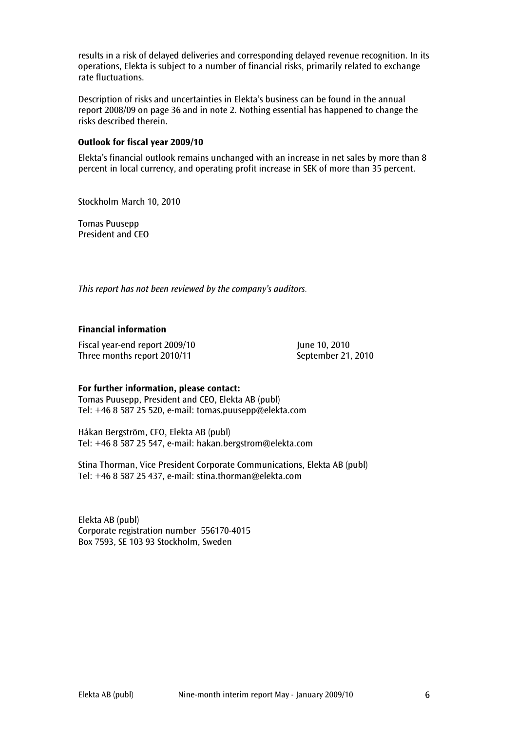results in a risk of delayed deliveries and corresponding delayed revenue recognition. In its operations, Elekta is subject to a number of financial risks, primarily related to exchange rate fluctuations.

Description of risks and uncertainties in Elekta's business can be found in the annual report 2008/09 on page 36 and in note 2. Nothing essential has happened to change the risks described therein.

**Outlook for fiscal year 2009/10**

Elekta's financial outlook remains unchanged with an increase in net sales by more than 8 percent in local currency, and operating profit increase in SEK of more than 35 percent.

Stockholm March 10, 2010

Tomas Puusepp
President and CEO

*This report has not been reviewed by the company's auditors.*

**Financial information**

| | |
|---|---|
| Fiscal year-end report 2009/10 | June 10, 2010 |
| Three months report 2010/11 | September 21, 2010 |

**For further information, please contact:**
Tomas Puusepp, President and CEO, Elekta AB (publ)
Tel: +46 8 587 25 520, e-mail: tomas.puusepp@elekta.com

Håkan Bergström, CFO, Elekta AB (publ)
Tel: +46 8 587 25 547, e-mail: hakan.bergstrom@elekta.com

Stina Thorman, Vice President Corporate Communications, Elekta AB (publ)
Tel: +46 8 587 25 437, e-mail: stina.thorman@elekta.com

Elekta AB (publ)
Corporate registration number 556170-4015
Box 7593, SE 103 93 Stockholm, Sweden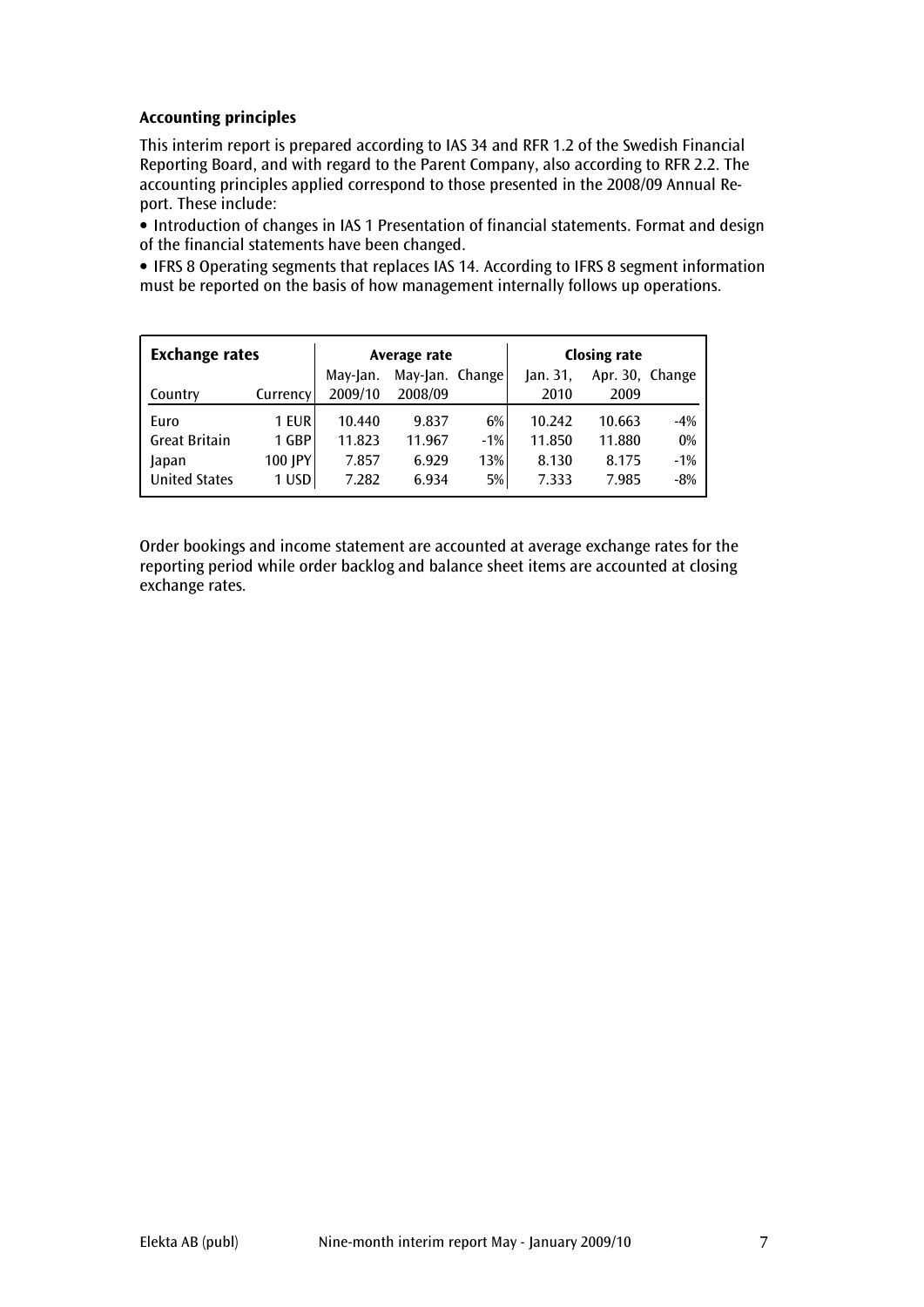**Accounting principles**

This interim report is prepared according to IAS 34 and RFR 1.2 of the Swedish Financial Reporting Board, and with regard to the Parent Company, also according to RFR 2.2. The accounting principles applied correspond to those presented in the 2008/09 Annual Report. These include:

- Introduction of changes in IAS 1 Presentation of financial statements. Format and design of the financial statements have been changed.
- IFRS 8 Operating segments that replaces IAS 14. According to IFRS 8 segment information must be reported on the basis of how management internally follows up operations.

| **Exchange rates** | | Average rate | | | Closing rate | | |
|---|---|---|---|---|---|---|---|
| Country | Currency | May-Jan. 2009/10 | May-Jan. 2008/09 | Change | Jan. 31, 2010 | Apr. 30, 2009 | Change |
| Euro | 1 EUR | 10.440 | 9.837 | 6% | 10.242 | 10.663 | -4% |
| Great Britain | 1 GBP | 11.823 | 11.967 | -1% | 11.850 | 11.880 | 0% |
| Japan | 100 JPY | 7.857 | 6.929 | 13% | 8.130 | 8.175 | -1% |
| United States | 1 USD | 7.282 | 6.934 | 5% | 7.333 | 7.985 | -8% |

Order bookings and income statement are accounted at average exchange rates for the reporting period while order backlog and balance sheet items are accounted at closing exchange rates.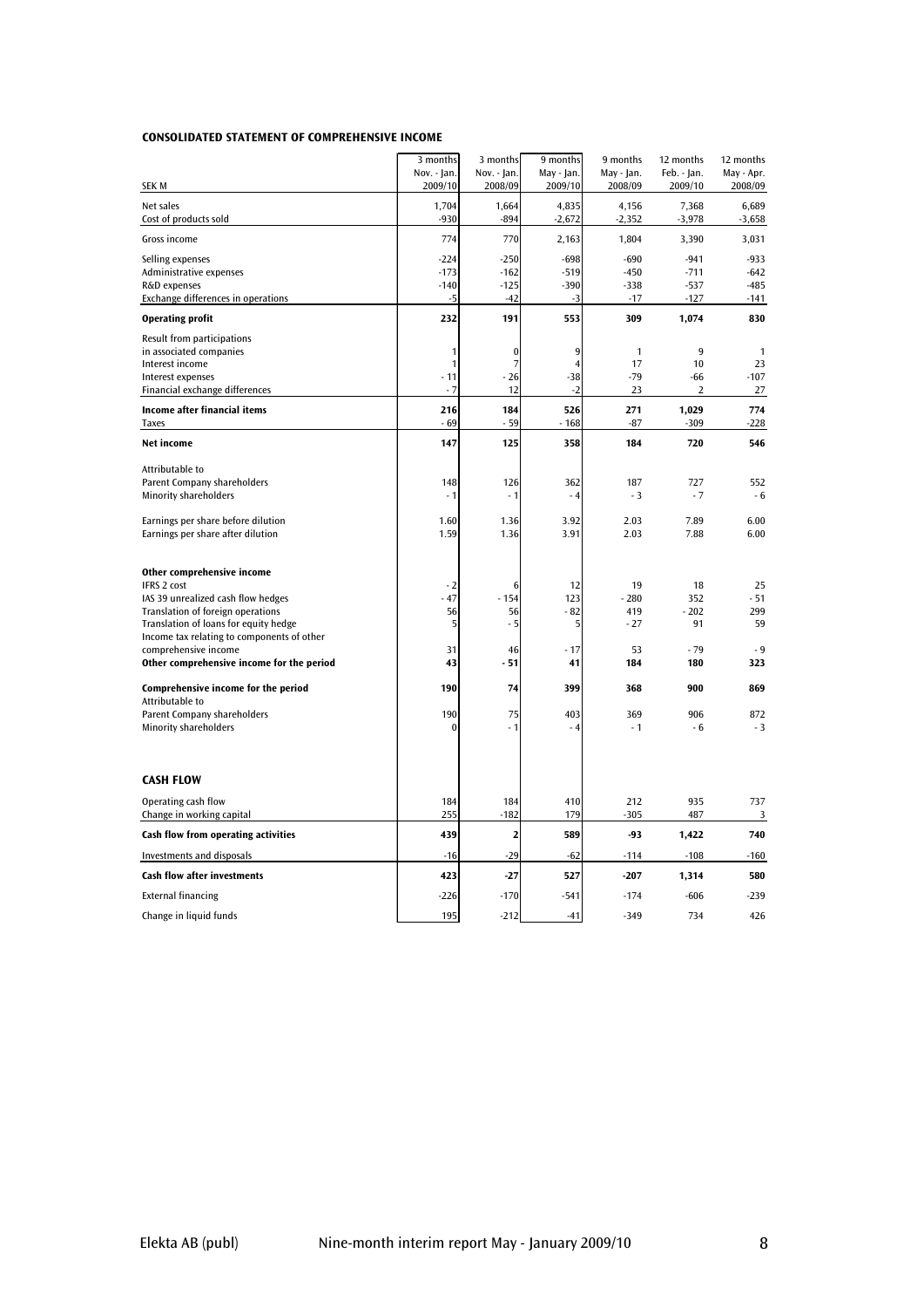## CONSOLIDATED STATEMENT OF COMPREHENSIVE INCOME

| SEK M | 3 months Nov. - Jan. 2009/10 | 3 months Nov. - Jan. 2008/09 | 9 months May - Jan. 2009/10 | 9 months May - Jan. 2008/09 | 12 months Feb. - Jan. 2009/10 | 12 months May - Apr. 2008/09 |
|---|---|---|---|---|---|---|
| Net sales | 1,704 | 1,664 | 4,835 | 4,156 | 7,368 | 6,689 |
| Cost of products sold | -930 | -894 | -2,672 | -2,352 | -3,978 | -3,658 |
| Gross income | 774 | 770 | 2,163 | 1,804 | 3,390 | 3,031 |
| Selling expenses | -224 | -250 | -698 | -690 | -941 | -933 |
| Administrative expenses | -173 | -162 | -519 | -450 | -711 | -642 |
| R&D expenses | -140 | -125 | -390 | -338 | -537 | -485 |
| Exchange differences in operations | -5 | -42 | -3 | -17 | -127 | -141 |
| **Operating profit** | **232** | **191** | **553** | **309** | **1,074** | **830** |
| Result from participations in associated companies | 1 | 0 | 9 | 1 | 9 | 1 |
| Interest income | 1 | 7 | 4 | 17 | 10 | 23 |
| Interest expenses | - 11 | - 26 | -38 | -79 | -66 | -107 |
| Financial exchange differences | - 7 | 12 | -2 | 23 | 2 | 27 |
| **Income after financial items** | **216** | **184** | **526** | **271** | **1,029** | **774** |
| Taxes | - 69 | - 59 | - 168 | -87 | -309 | -228 |
| **Net income** | **147** | **125** | **358** | **184** | **720** | **546** |
| Attributable to | | | | | | |
| Parent Company shareholders | 148 | 126 | 362 | 187 | 727 | 552 |
| Minority shareholders | - 1 | - 1 | - 4 | - 3 | - 7 | - 6 |
| Earnings per share before dilution | 1.60 | 1.36 | 3.92 | 2.03 | 7.89 | 6.00 |
| Earnings per share after dilution | 1.59 | 1.36 | 3.91 | 2.03 | 7.88 | 6.00 |
| **Other comprehensive income** | | | | | | |
| IFRS 2 cost | - 2 | 6 | 12 | 19 | 18 | 25 |
| IAS 39 unrealized cash flow hedges | - 47 | - 154 | 123 | - 280 | 352 | - 51 |
| Translation of foreign operations | 56 | 56 | - 82 | 419 | - 202 | 299 |
| Translation of loans for equity hedge | 5 | - 5 | 5 | - 27 | 91 | 59 |
| Income tax relating to components of other comprehensive income | 31 | 46 | - 17 | 53 | - 79 | - 9 |
| **Other comprehensive income for the period** | **43** | **- 51** | **41** | **184** | **180** | **323** |
| **Comprehensive income for the period** | **190** | **74** | **399** | **368** | **900** | **869** |
| Attributable to | | | | | | |
| Parent Company shareholders | 190 | 75 | 403 | 369 | 906 | 872 |
| Minority shareholders | 0 | - 1 | - 4 | - 1 | - 6 | - 3 |

## CASH FLOW

| SEK M | 3 months Nov. - Jan. 2009/10 | 3 months Nov. - Jan. 2008/09 | 9 months May - Jan. 2009/10 | 9 months May - Jan. 2008/09 | 12 months Feb. - Jan. 2009/10 | 12 months May - Apr. 2008/09 |
|---|---|---|---|---|---|---|
| Operating cash flow | 184 | 184 | 410 | 212 | 935 | 737 |
| Change in working capital | 255 | -182 | 179 | -305 | 487 | 3 |
| **Cash flow from operating activities** | **439** | **2** | **589** | **-93** | **1,422** | **740** |
| Investments and disposals | -16 | -29 | -62 | -114 | -108 | -160 |
| **Cash flow after investments** | **423** | **-27** | **527** | **-207** | **1,314** | **580** |
| External financing | -226 | -170 | -541 | -174 | -606 | -239 |
| Change in liquid funds | 195 | -212 | -41 | -349 | 734 | 426 |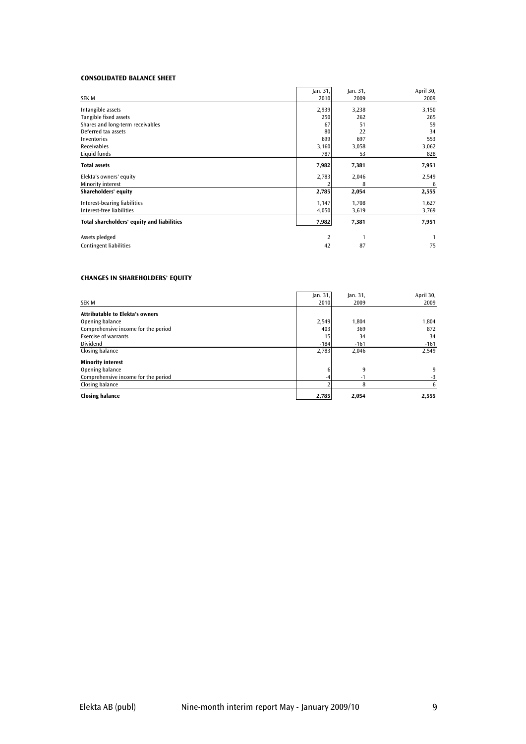### CONSOLIDATED BALANCE SHEET

| SEK M | Jan. 31, 2010 | Jan. 31, 2009 | April 30, 2009 |
|---|---|---|---|
| Intangible assets | 2,939 | 3,238 | 3,150 |
| Tangible fixed assets | 250 | 262 | 265 |
| Shares and long-term receivables | 67 | 51 | 59 |
| Deferred tax assets | 80 | 22 | 34 |
| Inventories | 699 | 697 | 553 |
| Receivables | 3,160 | 3,058 | 3,062 |
| Liquid funds | 787 | 53 | 828 |
| **Total assets** | **7,982** | **7,381** | **7,951** |
| Elekta's owners' equity | 2,783 | 2,046 | 2,549 |
| Minority interest | 2 | 8 | 6 |
| **Shareholders' equity** | **2,785** | **2,054** | **2,555** |
| Interest-bearing liabilities | 1,147 | 1,708 | 1,627 |
| Interest-free liabilities | 4,050 | 3,619 | 3,769 |
| **Total shareholders' equity and liabilities** | **7,982** | **7,381** | **7,951** |
| Assets pledged | 2 | 1 | 1 |
| Contingent liabilities | 42 | 87 | 75 |

### CHANGES IN SHAREHOLDERS' EQUITY

| SEK M | Jan. 31, 2010 | Jan. 31, 2009 | April 30, 2009 |
|---|---|---|---|
| **Attributable to Elekta's owners** | | | |
| Opening balance | 2,549 | 1,804 | 1,804 |
| Comprehensive income for the period | 403 | 369 | 872 |
| Exercise of warrants | 15 | 34 | 34 |
| Dividend | -184 | -161 | -161 |
| Closing balance | 2,783 | 2,046 | 2,549 |
| **Minority interest** | | | |
| Opening balance | 6 | 9 | 9 |
| Comprehensive income for the period | -4 | -1 | -3 |
| Closing balance | 2 | 8 | 6 |
| **Closing balance** | **2,785** | **2,054** | **2,555** |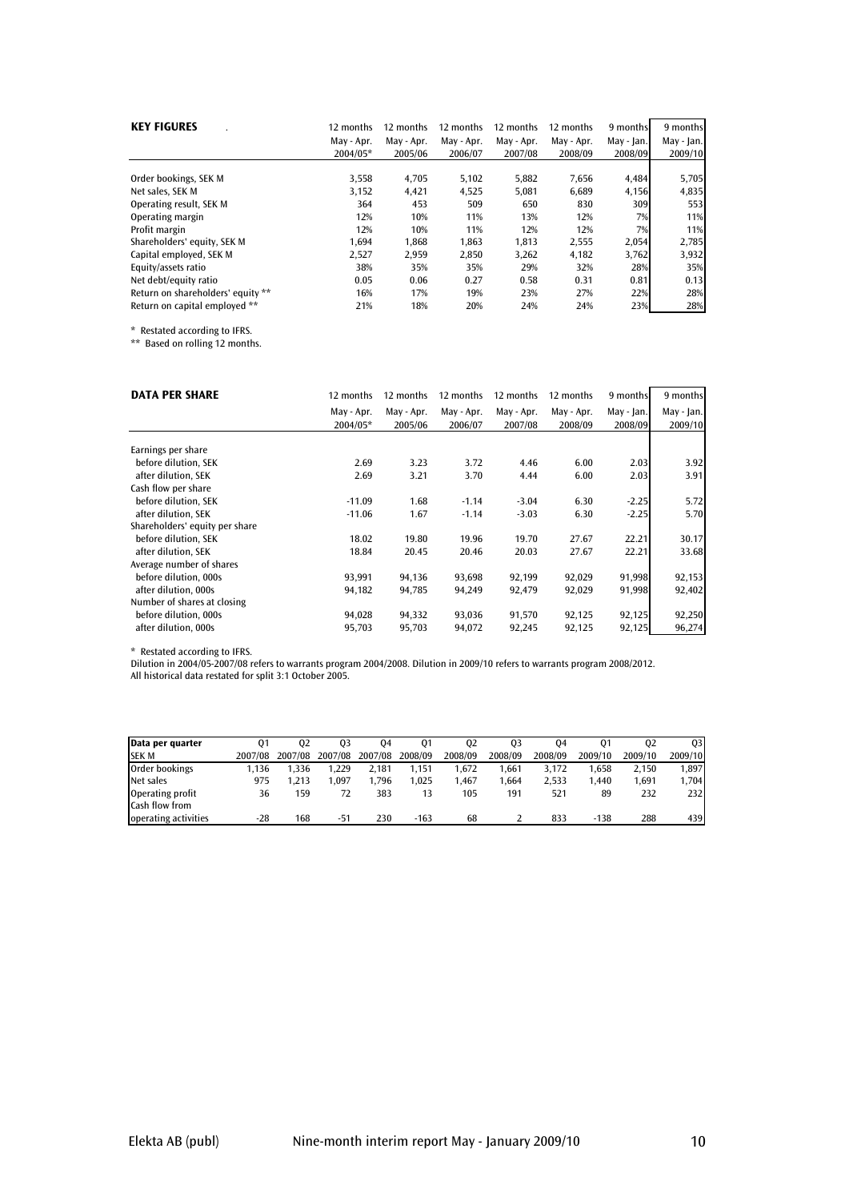## KEY FIGURES

| | 12 months May - Apr. 2004/05* | 12 months May - Apr. 2005/06 | 12 months May - Apr. 2006/07 | 12 months May - Apr. 2007/08 | 12 months May - Apr. 2008/09 | 9 months May - Jan. 2008/09 | 9 months May - Jan. 2009/10 |
|---|---|---|---|---|---|---|---|
| Order bookings, SEK M | 3,558 | 4,705 | 5,102 | 5,882 | 7,656 | 4,484 | 5,705 |
| Net sales, SEK M | 3,152 | 4,421 | 4,525 | 5,081 | 6,689 | 4,156 | 4,835 |
| Operating result, SEK M | 364 | 453 | 509 | 650 | 830 | 309 | 553 |
| Operating margin | 12% | 10% | 11% | 13% | 12% | 7% | 11% |
| Profit margin | 12% | 10% | 11% | 12% | 12% | 7% | 11% |
| Shareholders' equity, SEK M | 1,694 | 1,868 | 1,863 | 1,813 | 2,555 | 2,054 | 2,785 |
| Capital employed, SEK M | 2,527 | 2,959 | 2,850 | 3,262 | 4,182 | 3,762 | 3,932 |
| Equity/assets ratio | 38% | 35% | 35% | 29% | 32% | 28% | 35% |
| Net debt/equity ratio | 0.05 | 0.06 | 0.27 | 0.58 | 0.31 | 0.81 | 0.13 |
| Return on shareholders' equity ** | 16% | 17% | 19% | 23% | 27% | 22% | 28% |
| Return on capital employed ** | 21% | 18% | 20% | 24% | 24% | 23% | 28% |

* Restated according to IFRS.
** Based on rolling 12 months.

## DATA PER SHARE

| | 12 months May - Apr. 2004/05* | 12 months May - Apr. 2005/06 | 12 months May - Apr. 2006/07 | 12 months May - Apr. 2007/08 | 12 months May - Apr. 2008/09 | 9 months May - Jan. 2008/09 | 9 months May - Jan. 2009/10 |
|---|---|---|---|---|---|---|---|
| Earnings per share | | | | | | | |
| before dilution, SEK | 2.69 | 3.23 | 3.72 | 4.46 | 6.00 | 2.03 | 3.92 |
| after dilution, SEK | 2.69 | 3.21 | 3.70 | 4.44 | 6.00 | 2.03 | 3.91 |
| Cash flow per share | | | | | | | |
| before dilution, SEK | -11.09 | 1.68 | -1.14 | -3.04 | 6.30 | -2.25 | 5.72 |
| after dilution, SEK | -11.06 | 1.67 | -1.14 | -3.03 | 6.30 | -2.25 | 5.70 |
| Shareholders' equity per share | | | | | | | |
| before dilution, SEK | 18.02 | 19.80 | 19.96 | 19.70 | 27.67 | 22.21 | 30.17 |
| after dilution, SEK | 18.84 | 20.45 | 20.46 | 20.03 | 27.67 | 22.21 | 33.68 |
| Average number of shares | | | | | | | |
| before dilution, 000s | 93,991 | 94,136 | 93,698 | 92,199 | 92,029 | 91,998 | 92,153 |
| after dilution, 000s | 94,182 | 94,785 | 94,249 | 92,479 | 92,029 | 91,998 | 92,402 |
| Number of shares at closing | | | | | | | |
| before dilution, 000s | 94,028 | 94,332 | 93,036 | 91,570 | 92,125 | 92,125 | 92,250 |
| after dilution, 000s | 95,703 | 95,703 | 94,072 | 92,245 | 92,125 | 92,125 | 96,274 |

* Restated according to IFRS.
Dilution in 2004/05-2007/08 refers to warrants program 2004/2008. Dilution in 2009/10 refers to warrants program 2008/2012.
All historical data restated for split 3:1 October 2005.

| Data per quarter SEK M | Q1 2007/08 | Q2 2007/08 | Q3 2007/08 | Q4 2007/08 | Q1 2008/09 | Q2 2008/09 | Q3 2008/09 | Q4 2008/09 | Q1 2009/10 | Q2 2009/10 | Q3 2009/10 |
|---|---|---|---|---|---|---|---|---|---|---|---|
| Order bookings | 1,136 | 1,336 | 1,229 | 2,181 | 1,151 | 1,672 | 1,661 | 3,172 | 1,658 | 2,150 | 1,897 |
| Net sales | 975 | 1,213 | 1,097 | 1,796 | 1,025 | 1,467 | 1,664 | 2,533 | 1,440 | 1,691 | 1,704 |
| Operating profit | 36 | 159 | 72 | 383 | 13 | 105 | 191 | 521 | 89 | 232 | 232 |
| Cash flow from operating activities | -28 | 168 | -51 | 230 | -163 | 68 | 2 | 833 | -138 | 288 | 439 |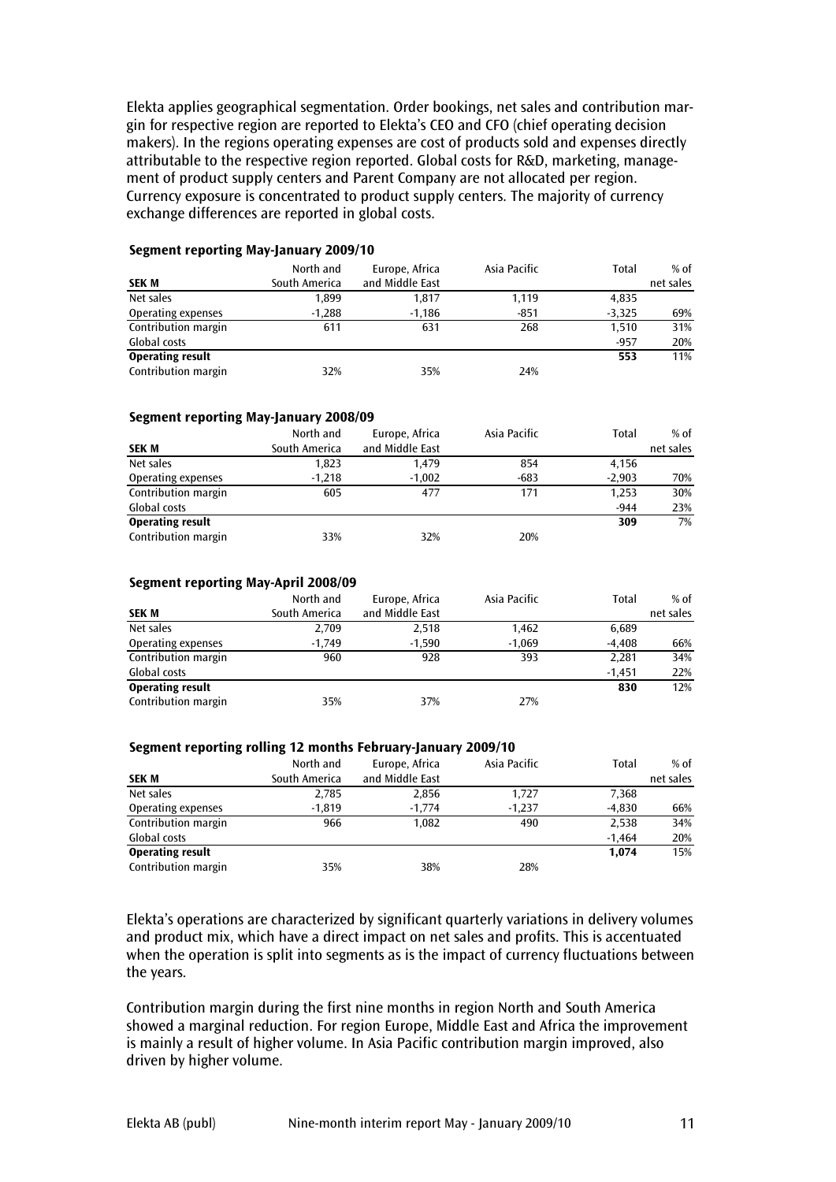Elekta applies geographical segmentation. Order bookings, net sales and contribution margin for respective region are reported to Elekta's CEO and CFO (chief operating decision makers). In the regions operating expenses are cost of products sold and expenses directly attributable to the respective region reported. Global costs for R&D, marketing, management of product supply centers and Parent Company are not allocated per region. Currency exposure is concentrated to product supply centers. The majority of currency exchange differences are reported in global costs.

**Segment reporting May-January 2009/10**

| SEK M | North and South America | Europe, Africa and Middle East | Asia Pacific | Total | % of net sales |
|---|---|---|---|---|---|
| Net sales | 1,899 | 1,817 | 1,119 | 4,835 | |
| Operating expenses | -1,288 | -1,186 | -851 | -3,325 | 69% |
| Contribution margin | 611 | 631 | 268 | 1,510 | 31% |
| Global costs | | | | -957 | 20% |
| **Operating result** | | | | **553** | 11% |
| Contribution margin | 32% | 35% | 24% | | |

**Segment reporting May-January 2008/09**

| SEK M | North and South America | Europe, Africa and Middle East | Asia Pacific | Total | % of net sales |
|---|---|---|---|---|---|
| Net sales | 1,823 | 1,479 | 854 | 4,156 | |
| Operating expenses | -1,218 | -1,002 | -683 | -2,903 | 70% |
| Contribution margin | 605 | 477 | 171 | 1,253 | 30% |
| Global costs | | | | -944 | 23% |
| **Operating result** | | | | **309** | 7% |
| Contribution margin | 33% | 32% | 20% | | |

**Segment reporting May-April 2008/09**

| SEK M | North and South America | Europe, Africa and Middle East | Asia Pacific | Total | % of net sales |
|---|---|---|---|---|---|
| Net sales | 2,709 | 2,518 | 1,462 | 6,689 | |
| Operating expenses | -1,749 | -1,590 | -1,069 | -4,408 | 66% |
| Contribution margin | 960 | 928 | 393 | 2,281 | 34% |
| Global costs | | | | -1,451 | 22% |
| **Operating result** | | | | **830** | 12% |
| Contribution margin | 35% | 37% | 27% | | |

**Segment reporting rolling 12 months February-January 2009/10**

| SEK M | North and South America | Europe, Africa and Middle East | Asia Pacific | Total | % of net sales |
|---|---|---|---|---|---|
| Net sales | 2,785 | 2,856 | 1,727 | 7,368 | |
| Operating expenses | -1,819 | -1,774 | -1,237 | -4,830 | 66% |
| Contribution margin | 966 | 1,082 | 490 | 2,538 | 34% |
| Global costs | | | | -1,464 | 20% |
| **Operating result** | | | | **1,074** | 15% |
| Contribution margin | 35% | 38% | 28% | | |

Elekta's operations are characterized by significant quarterly variations in delivery volumes and product mix, which have a direct impact on net sales and profits. This is accentuated when the operation is split into segments as is the impact of currency fluctuations between the years.

Contribution margin during the first nine months in region North and South America showed a marginal reduction. For region Europe, Middle East and Africa the improvement is mainly a result of higher volume. In Asia Pacific contribution margin improved, also driven by higher volume.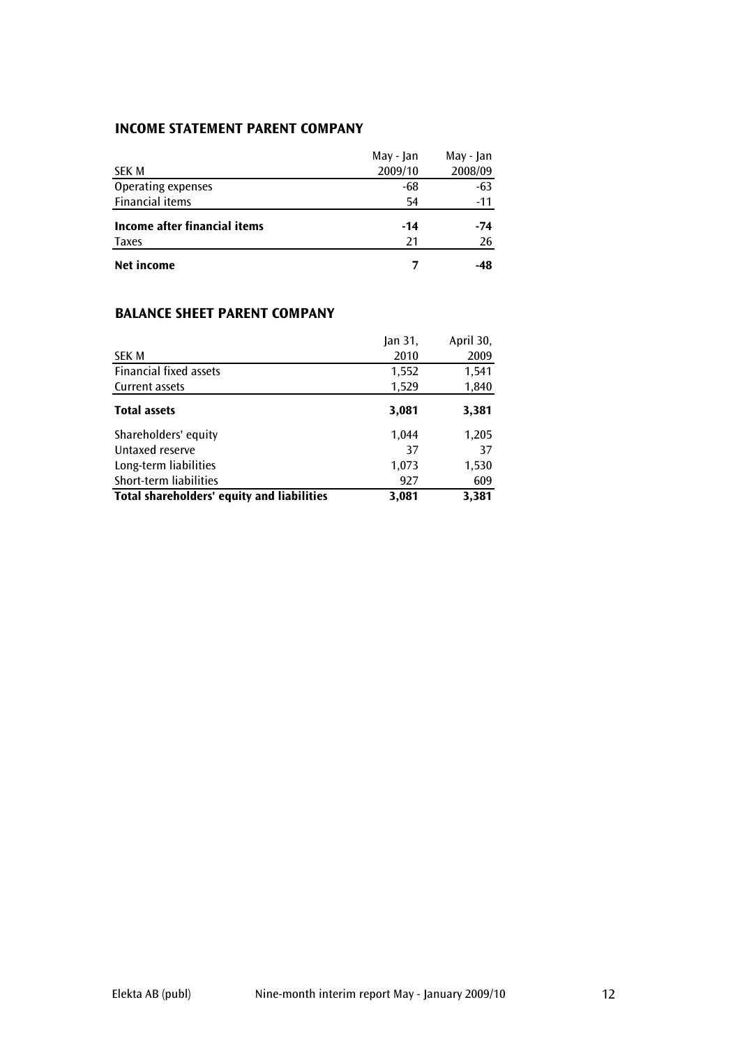## INCOME STATEMENT PARENT COMPANY

| SEK M | May - Jan 2009/10 | May - Jan 2008/09 |
|---|---|---|
| Operating expenses | -68 | -63 |
| Financial items | 54 | -11 |
| **Income after financial items** | **-14** | **-74** |
| Taxes | 21 | 26 |
| **Net income** | **7** | **-48** |

## BALANCE SHEET PARENT COMPANY

| SEK M | Jan 31, 2010 | April 30, 2009 |
|---|---|---|
| Financial fixed assets | 1,552 | 1,541 |
| Current assets | 1,529 | 1,840 |
| **Total assets** | **3,081** | **3,381** |
| Shareholders' equity | 1,044 | 1,205 |
| Untaxed reserve | 37 | 37 |
| Long-term liabilities | 1,073 | 1,530 |
| Short-term liabilities | 927 | 609 |
| **Total shareholders' equity and liabilities** | **3,081** | **3,381** |